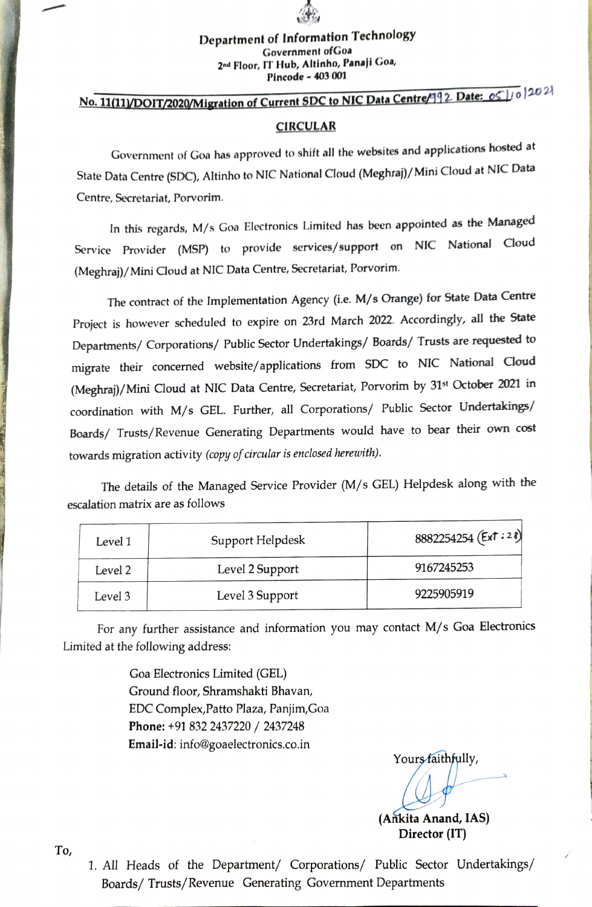**Department of Information Technology**
**Government ofGoa**
**2nd Floor, IT Hub, Altinho, Panaji Goa,**
**Pincode - 403 001**

**No. 11(11)/DOIT/2020/Migration of Current SDC to NIC Data Centre/192 Date: 05/10/2021**

## CIRCULAR

Government of Goa has approved to shift all the websites and applications hosted at State Data Centre (SDC), Altinho to NIC National Cloud (Meghraj)/Mini Cloud at NIC Data Centre, Secretariat, Porvorim.

In this regards, M/s Goa Electronics Limited has been appointed as the Managed Service Provider (MSP) to provide services/support on NIC National Cloud (Meghraj)/Mini Cloud at NIC Data Centre, Secretariat, Porvorim.

The contract of the Implementation Agency (i.e. M/s Orange) for State Data Centre Project is however scheduled to expire on 23rd March 2022. Accordingly, all the State Departments/ Corporations/ Public Sector Undertakings/ Boards/ Trusts are requested to migrate their concerned website/applications from SDC to NIC National Cloud (Meghraj)/Mini Cloud at NIC Data Centre, Secretariat, Porvorim by 31st October 2021 in coordination with M/s GEL. Further, all Corporations/ Public Sector Undertakings/ Boards/ Trusts/Revenue Generating Departments would have to bear their own cost towards migration activity *(copy of circular is enclosed herewith)*.

The details of the Managed Service Provider (M/s GEL) Helpdesk along with the escalation matrix are as follows

| | | |
|---|---|---|
| Level 1 | Support Helpdesk | 8882254254 (Ext : 28) |
| Level 2 | Level 2 Support | 9167245253 |
| Level 3 | Level 3 Support | 9225905919 |

For any further assistance and information you may contact M/s Goa Electronics Limited at the following address:

Goa Electronics Limited (GEL)
Ground floor, Shramshakti Bhavan,
EDC Complex,Patto Plaza, Panjim,Goa
**Phone:** +91 832 2437220 / 2437248
**Email-id**: info@goaelectronics.co.in

Yours faithfully,

**(Ankita Anand, IAS)**
**Director (IT)**

To,

1. All Heads of the Department/ Corporations/ Public Sector Undertakings/ Boards/ Trusts/Revenue Generating Government Departments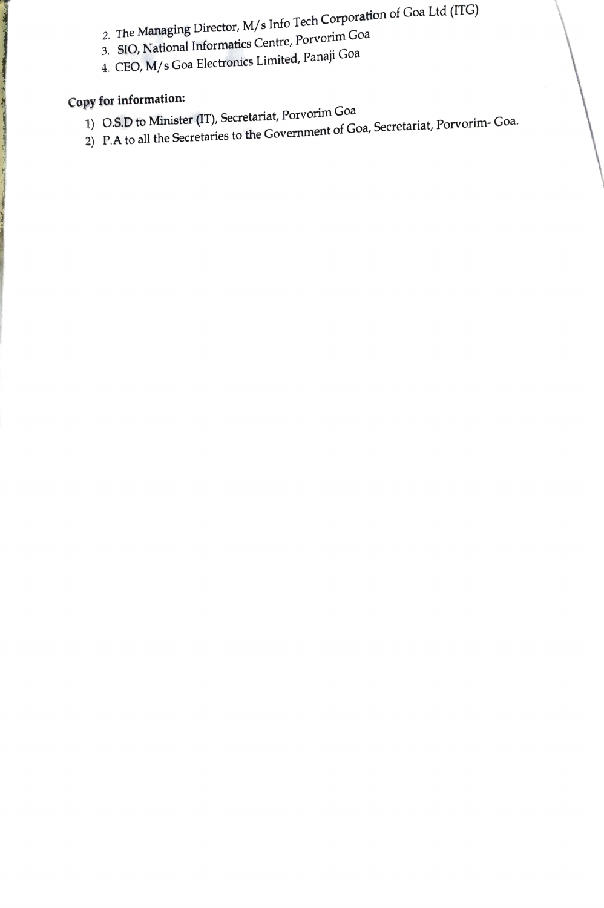2. The Managing Director, M/s Info Tech Corporation of Goa Ltd (ITG)
3. SIO, National Informatics Centre, Porvorim Goa
4. CEO, M/s Goa Electronics Limited, Panaji Goa

**Copy for information:**

1) O.S.D to Minister (IT), Secretariat, Porvorim Goa
2) P.A to all the Secretaries to the Government of Goa, Secretariat, Porvorim- Goa.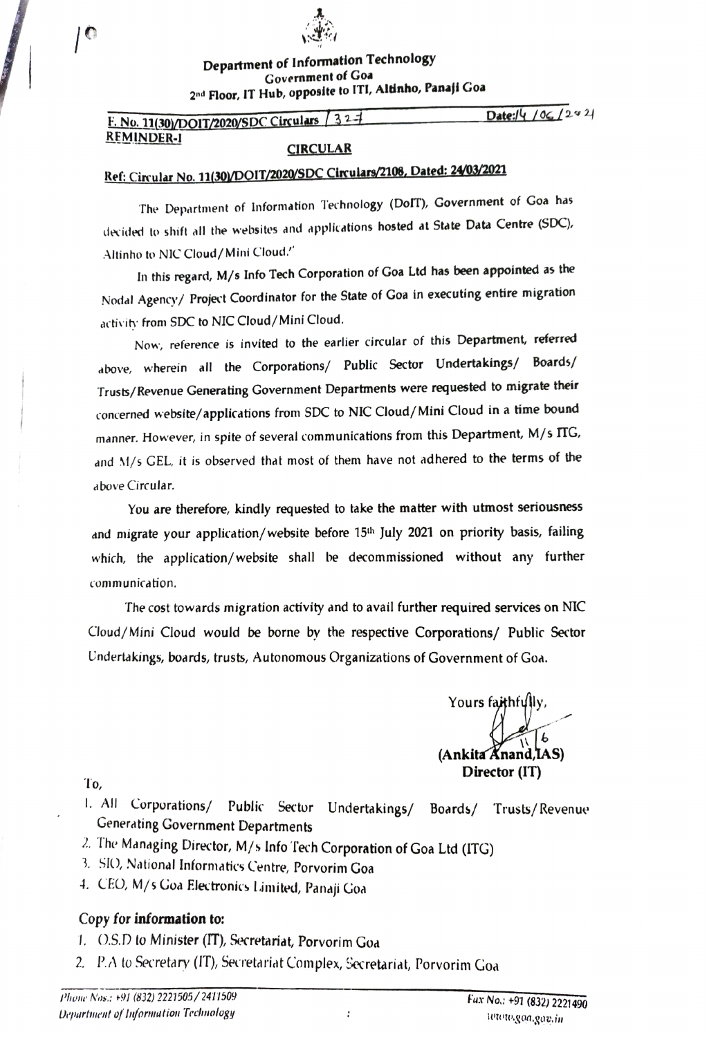**Department of Information Technology**
**Government of Goa**
**2nd Floor, IT Hub, opposite to ITI, Altinho, Panaji Goa**

F. No. 11(30)/DOIT/2020/SDC Circulars / 327 Date: 14/06/2021

**REMINDER-I**

## CIRCULAR

**Ref: Circular No. 11(30)/DOIT/2020/SDC Circulars/2108, Dated: 24/03/2021**

The Department of Information Technology (DoIT), Government of Goa has decided to shift all the websites and applications hosted at State Data Centre (SDC), Altinho to NIC Cloud/Mini Cloud."

In this regard, M/s Info Tech Corporation of Goa Ltd has been appointed as the Nodal Agency/ Project Coordinator for the State of Goa in executing entire migration activity from SDC to NIC Cloud/Mini Cloud.

Now, reference is invited to the earlier circular of this Department, referred above, wherein all the Corporations/ Public Sector Undertakings/ Boards/ Trusts/Revenue Generating Government Departments were requested to migrate their concerned website/applications from SDC to NIC Cloud/Mini Cloud in a time bound manner. However, in spite of several communications from this Department, M/s ITG, and M/s GEL, it is observed that most of them have not adhered to the terms of the above Circular.

You are therefore, kindly requested to take the matter with utmost seriousness and migrate your application/website before 15th July 2021 on priority basis, failing which, the application/website shall be decommissioned without any further communication.

The cost towards migration activity and to avail further required services on NIC Cloud/Mini Cloud would be borne by the respective Corporations/ Public Sector Undertakings, boards, trusts, Autonomous Organizations of Government of Goa.

Yours faithfully,

**(Ankita Anand, IAS)**
**Director (IT)**

To,

1. All Corporations/ Public Sector Undertakings/ Boards/ Trusts/Revenue Generating Government Departments
2. The Managing Director, M/s Info Tech Corporation of Goa Ltd (ITG)
3. SIO, National Informatics Centre, Porvorim Goa
4. CEO, M/s Goa Electronics Limited, Panaji Goa

**Copy for information to:**

1. O.S.D to Minister (IT), Secretariat, Porvorim Goa
2. P.A to Secretary (IT), Secretariat Complex, Secretariat, Porvorim Goa

Phone Nos.: +91 (832) 2221505/2411509
Department of Information Technology

Fax No.: +91 (832) 2221490
www.goa.gov.in